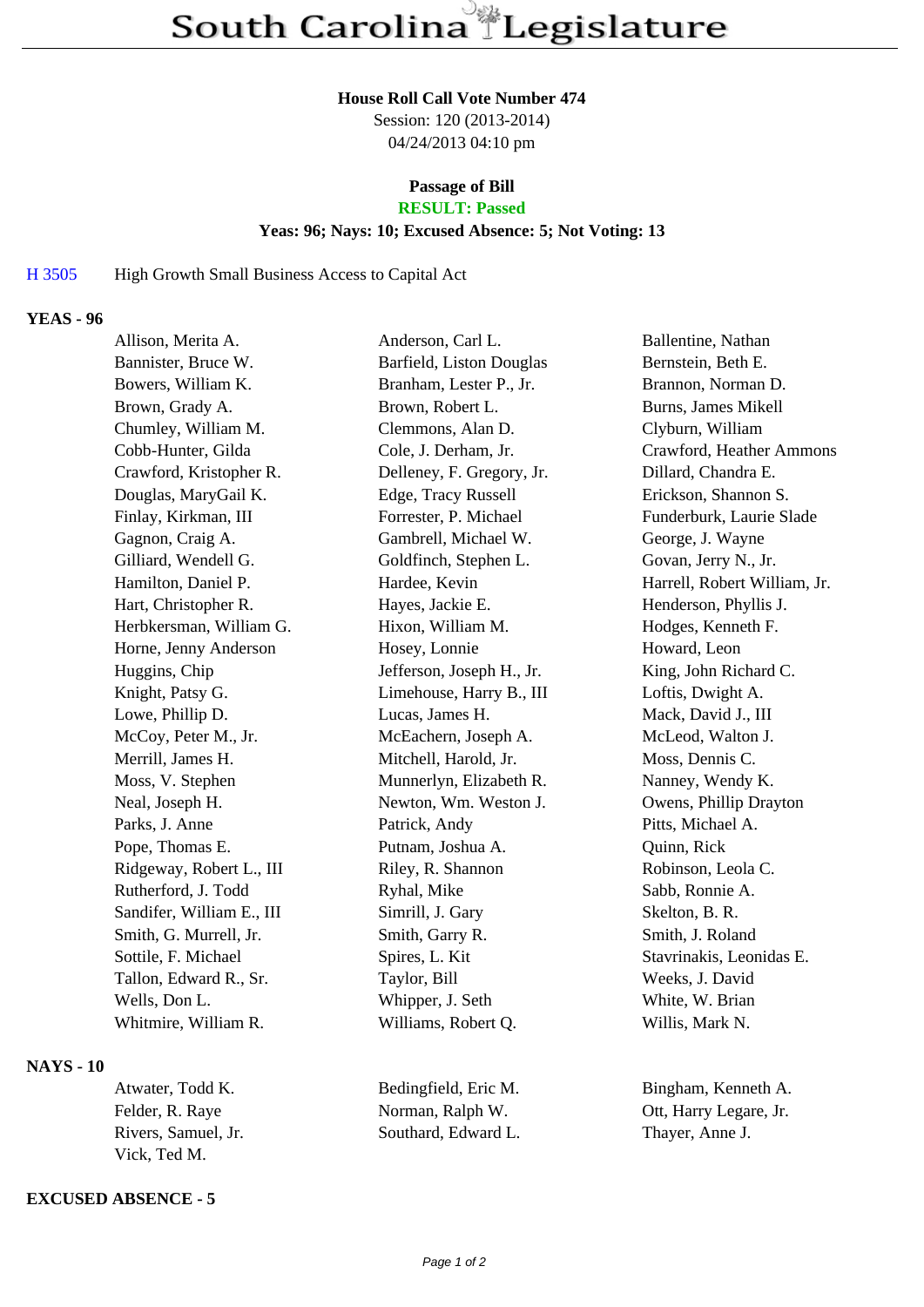# South Carolina Legislature

**House Roll Call Vote Number 474**
Session: 120 (2013-2014)
04/24/2013 04:10 pm

**Passage of Bill**
**RESULT: Passed**
**Yeas: 96; Nays: 10; Excused Absence: 5; Not Voting: 13**

H 3505 High Growth Small Business Access to Capital Act

## YEAS - 96

| | | |
|---|---|---|
| Allison, Merita A. | Anderson, Carl L. | Ballentine, Nathan |
| Bannister, Bruce W. | Barfield, Liston Douglas | Bernstein, Beth E. |
| Bowers, William K. | Branham, Lester P., Jr. | Brannon, Norman D. |
| Brown, Grady A. | Brown, Robert L. | Burns, James Mikell |
| Chumley, William M. | Clemmons, Alan D. | Clyburn, William |
| Cobb-Hunter, Gilda | Cole, J. Derham, Jr. | Crawford, Heather Ammons |
| Crawford, Kristopher R. | Delleney, F. Gregory, Jr. | Dillard, Chandra E. |
| Douglas, MaryGail K. | Edge, Tracy Russell | Erickson, Shannon S. |
| Finlay, Kirkman, III | Forrester, P. Michael | Funderburk, Laurie Slade |
| Gagnon, Craig A. | Gambrell, Michael W. | George, J. Wayne |
| Gilliard, Wendell G. | Goldfinch, Stephen L. | Govan, Jerry N., Jr. |
| Hamilton, Daniel P. | Hardee, Kevin | Harrell, Robert William, Jr. |
| Hart, Christopher R. | Hayes, Jackie E. | Henderson, Phyllis J. |
| Herbkersman, William G. | Hixon, William M. | Hodges, Kenneth F. |
| Horne, Jenny Anderson | Hosey, Lonnie | Howard, Leon |
| Huggins, Chip | Jefferson, Joseph H., Jr. | King, John Richard C. |
| Knight, Patsy G. | Limehouse, Harry B., III | Loftis, Dwight A. |
| Lowe, Phillip D. | Lucas, James H. | Mack, David J., III |
| McCoy, Peter M., Jr. | McEachern, Joseph A. | McLeod, Walton J. |
| Merrill, James H. | Mitchell, Harold, Jr. | Moss, Dennis C. |
| Moss, V. Stephen | Munnerlyn, Elizabeth R. | Nanney, Wendy K. |
| Neal, Joseph H. | Newton, Wm. Weston J. | Owens, Phillip Drayton |
| Parks, J. Anne | Patrick, Andy | Pitts, Michael A. |
| Pope, Thomas E. | Putnam, Joshua A. | Quinn, Rick |
| Ridgeway, Robert L., III | Riley, R. Shannon | Robinson, Leola C. |
| Rutherford, J. Todd | Ryhal, Mike | Sabb, Ronnie A. |
| Sandifer, William E., III | Simrill, J. Gary | Skelton, B. R. |
| Smith, G. Murrell, Jr. | Smith, Garry R. | Smith, J. Roland |
| Sottile, F. Michael | Spires, L. Kit | Stavrinakis, Leonidas E. |
| Tallon, Edward R., Sr. | Taylor, Bill | Weeks, J. David |
| Wells, Don L. | Whipper, J. Seth | White, W. Brian |
| Whitmire, William R. | Williams, Robert Q. | Willis, Mark N. |

## NAYS - 10

| | | |
|---|---|---|
| Atwater, Todd K. | Bedingfield, Eric M. | Bingham, Kenneth A. |
| Felder, R. Raye | Norman, Ralph W. | Ott, Harry Legare, Jr. |
| Rivers, Samuel, Jr. | Southard, Edward L. | Thayer, Anne J. |
| Vick, Ted M. | | |

## EXCUSED ABSENCE - 5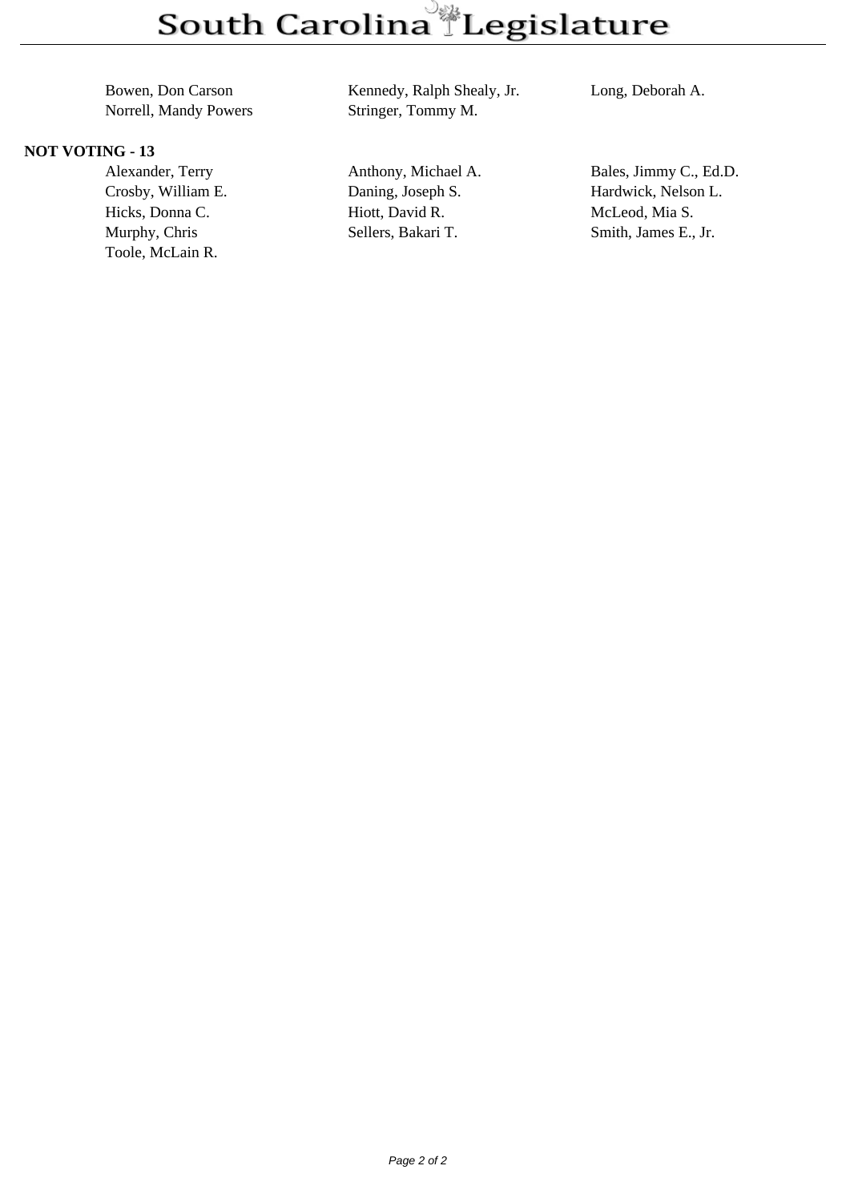Bowen, Don Carson
Kennedy, Ralph Shealy, Jr.
Long, Deborah A.
Norrell, Mandy Powers
Stringer, Tommy M.

**NOT VOTING - 13**

Alexander, Terry
Anthony, Michael A.
Bales, Jimmy C., Ed.D.
Crosby, William E.
Daning, Joseph S.
Hardwick, Nelson L.
Hicks, Donna C.
Hiott, David R.
McLeod, Mia S.
Murphy, Chris
Sellers, Bakari T.
Smith, James E., Jr.
Toole, McLain R.